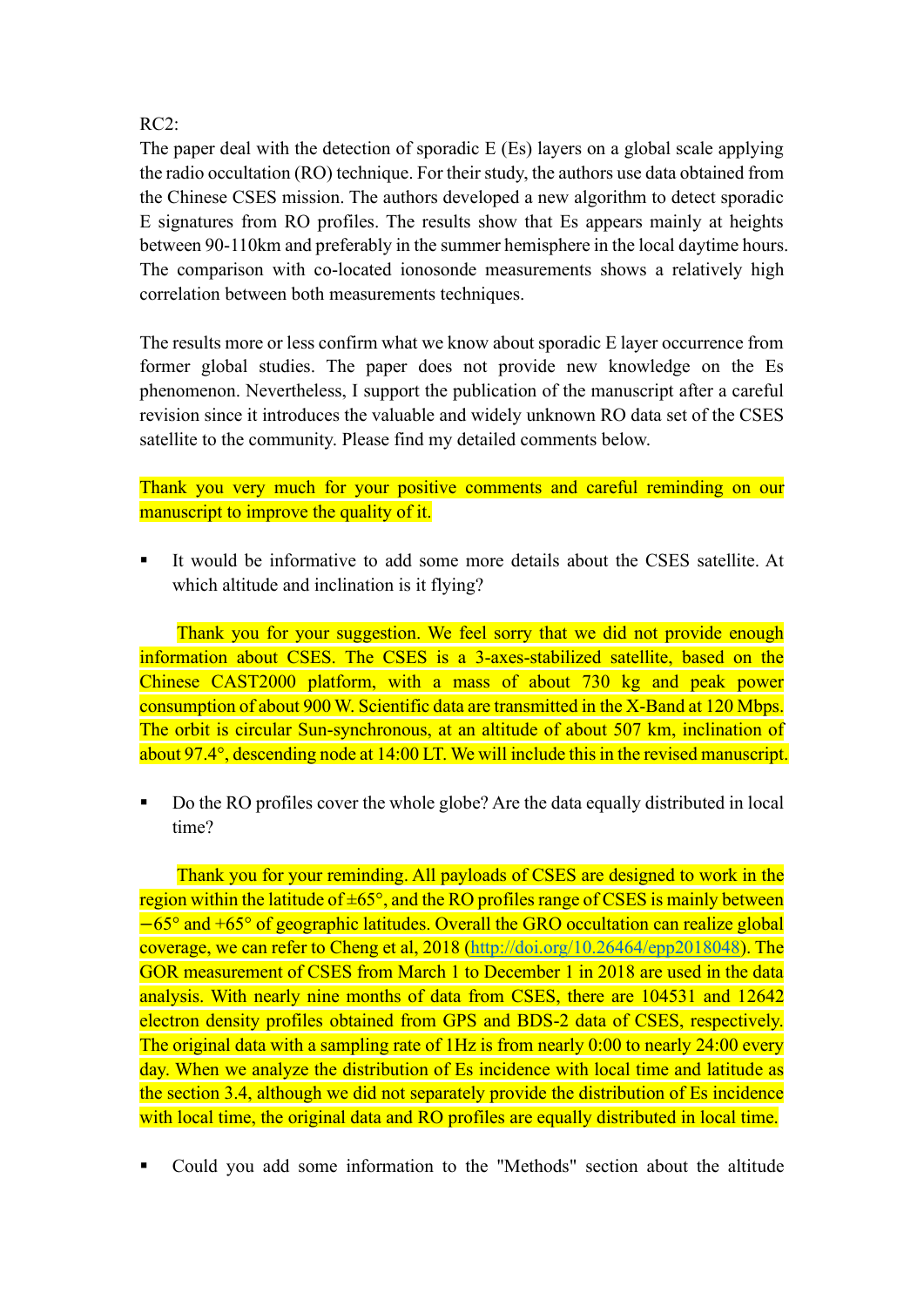RC2:

The paper deal with the detection of sporadic E (Es) layers on a global scale applying the radio occultation (RO) technique. For their study, the authors use data obtained from the Chinese CSES mission. The authors developed a new algorithm to detect sporadic E signatures from RO profiles. The results show that Es appears mainly at heights between 90-110km and preferably in the summer hemisphere in the local daytime hours. The comparison with co-located ionosonde measurements shows a relatively high correlation between both measurements techniques.

The results more or less confirm what we know about sporadic E layer occurrence from former global studies. The paper does not provide new knowledge on the Es phenomenon. Nevertheless, I support the publication of the manuscript after a careful revision since it introduces the valuable and widely unknown RO data set of the CSES satellite to the community. Please find my detailed comments below.

Thank you very much for your positive comments and careful reminding on our manuscript to improve the quality of it.

- It would be informative to add some more details about the CSES satellite. At which altitude and inclination is it flying?

  Thank you for your suggestion. We feel sorry that we did not provide enough information about CSES. The CSES is a 3-axes-stabilized satellite, based on the Chinese CAST2000 platform, with a mass of about 730 kg and peak power consumption of about 900 W. Scientific data are transmitted in the X-Band at 120 Mbps. The orbit is circular Sun-synchronous, at an altitude of about 507 km, inclination of about 97.4°, descending node at 14:00 LT. We will include this in the revised manuscript.

- Do the RO profiles cover the whole globe? Are the data equally distributed in local time?

  Thank you for your reminding. All payloads of CSES are designed to work in the region within the latitude of ±65°, and the RO profiles range of CSES is mainly between −65° and +65° of geographic latitudes. Overall the GRO occultation can realize global coverage, we can refer to Cheng et al, 2018 (http://doi.org/10.26464/epp2018048). The GOR measurement of CSES from March 1 to December 1 in 2018 are used in the data analysis. With nearly nine months of data from CSES, there are 104531 and 12642 electron density profiles obtained from GPS and BDS-2 data of CSES, respectively. The original data with a sampling rate of 1Hz is from nearly 0:00 to nearly 24:00 every day. When we analyze the distribution of Es incidence with local time and latitude as the section 3.4, although we did not separately provide the distribution of Es incidence with local time, the original data and RO profiles are equally distributed in local time.

- Could you add some information to the "Methods" section about the altitude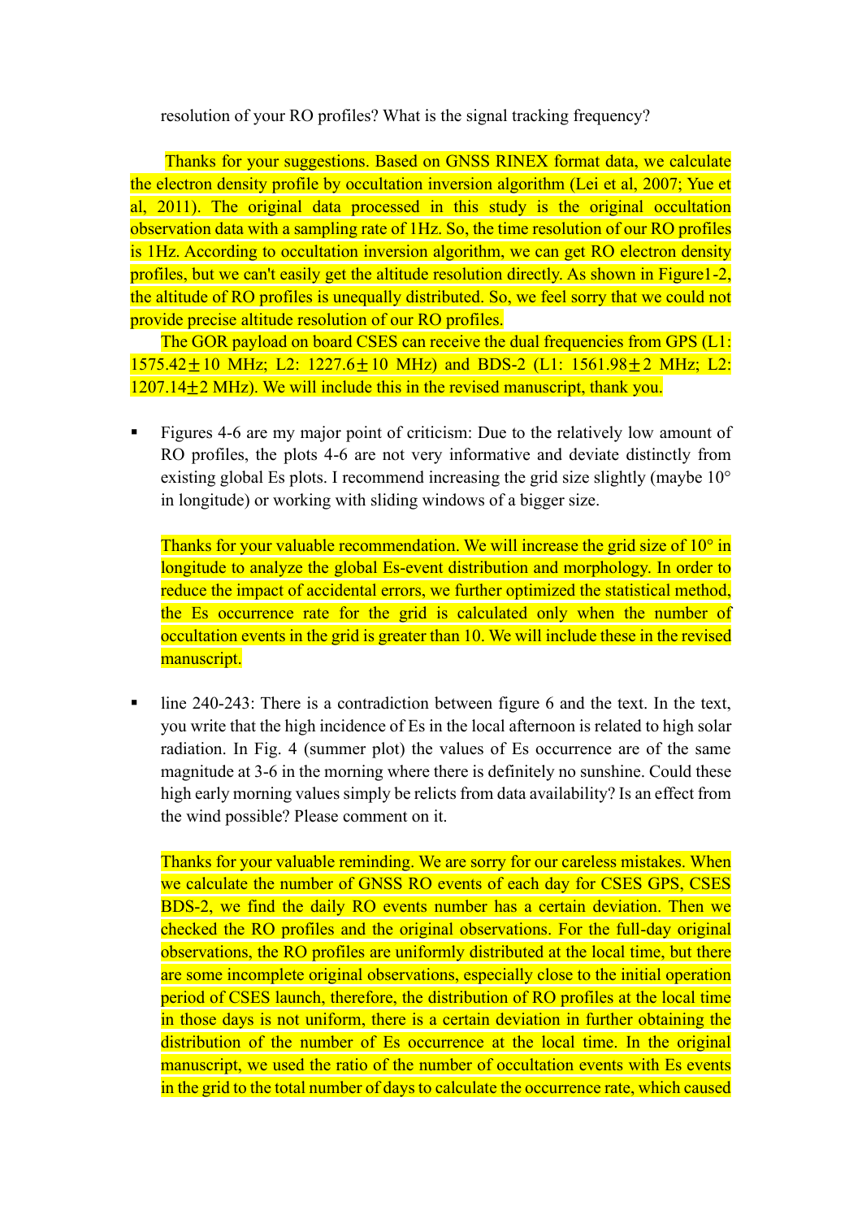resolution of your RO profiles? What is the signal tracking frequency?

Thanks for your suggestions. Based on GNSS RINEX format data, we calculate the electron density profile by occultation inversion algorithm (Lei et al, 2007; Yue et al, 2011). The original data processed in this study is the original occultation observation data with a sampling rate of 1Hz. So, the time resolution of our RO profiles is 1Hz. According to occultation inversion algorithm, we can get RO electron density profiles, but we can't easily get the altitude resolution directly. As shown in Figure1-2, the altitude of RO profiles is unequally distributed. So, we feel sorry that we could not provide precise altitude resolution of our RO profiles.

The GOR payload on board CSES can receive the dual frequencies from GPS (L1: 1575.42±10 MHz; L2: 1227.6±10 MHz) and BDS-2 (L1: 1561.98±2 MHz; L2: 1207.14±2 MHz). We will include this in the revised manuscript, thank you.

- Figures 4-6 are my major point of criticism: Due to the relatively low amount of RO profiles, the plots 4-6 are not very informative and deviate distinctly from existing global Es plots. I recommend increasing the grid size slightly (maybe 10° in longitude) or working with sliding windows of a bigger size.

  Thanks for your valuable recommendation. We will increase the grid size of 10° in longitude to analyze the global Es-event distribution and morphology. In order to reduce the impact of accidental errors, we further optimized the statistical method, the Es occurrence rate for the grid is calculated only when the number of occultation events in the grid is greater than 10. We will include these in the revised manuscript.

- line 240-243: There is a contradiction between figure 6 and the text. In the text, you write that the high incidence of Es in the local afternoon is related to high solar radiation. In Fig. 4 (summer plot) the values of Es occurrence are of the same magnitude at 3-6 in the morning where there is definitely no sunshine. Could these high early morning values simply be relicts from data availability? Is an effect from the wind possible? Please comment on it.

  Thanks for your valuable reminding. We are sorry for our careless mistakes. When we calculate the number of GNSS RO events of each day for CSES GPS, CSES BDS-2, we find the daily RO events number has a certain deviation. Then we checked the RO profiles and the original observations. For the full-day original observations, the RO profiles are uniformly distributed at the local time, but there are some incomplete original observations, especially close to the initial operation period of CSES launch, therefore, the distribution of RO profiles at the local time in those days is not uniform, there is a certain deviation in further obtaining the distribution of the number of Es occurrence at the local time. In the original manuscript, we used the ratio of the number of occultation events with Es events in the grid to the total number of days to calculate the occurrence rate, which caused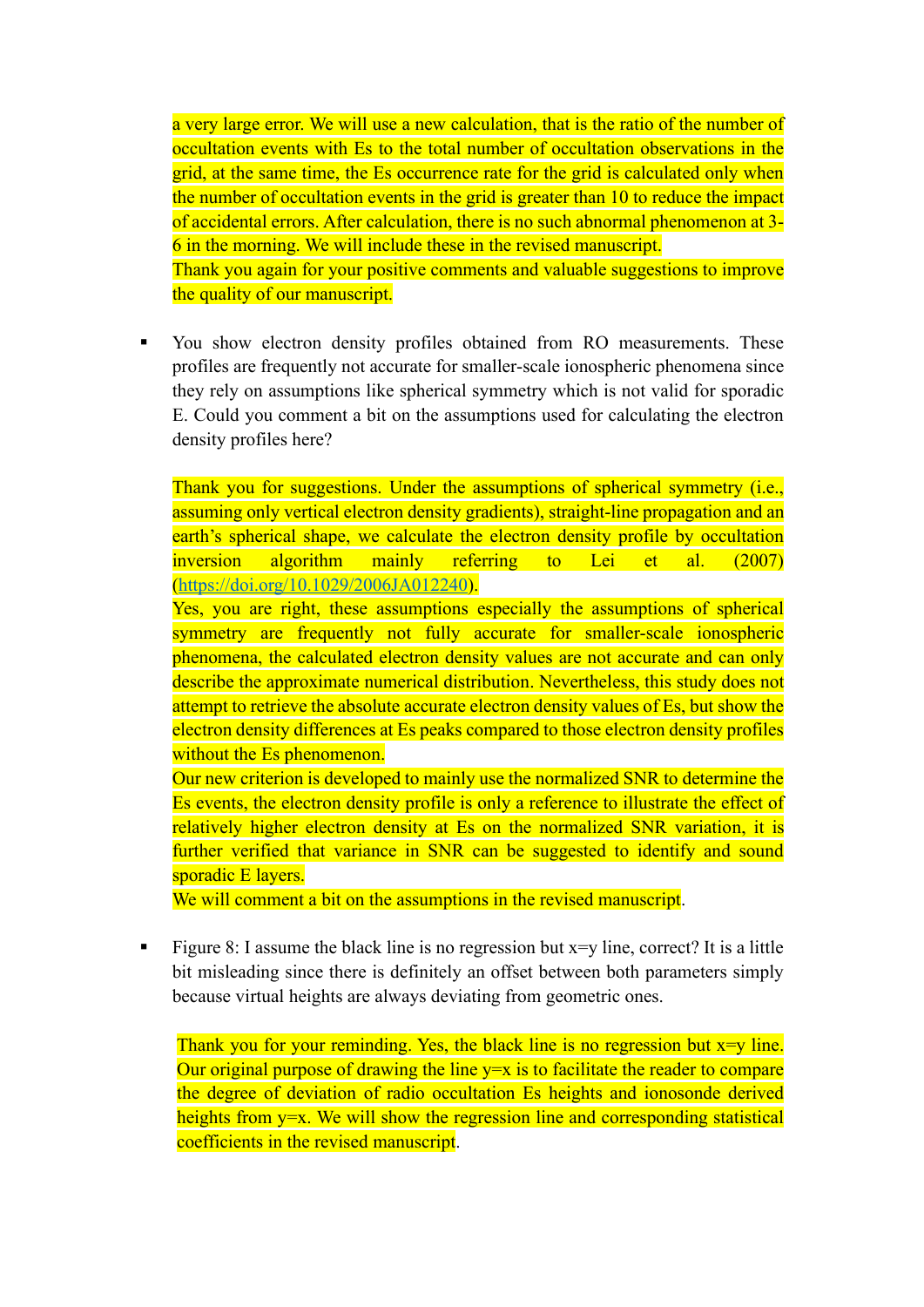a very large error. We will use a new calculation, that is the ratio of the number of occultation events with Es to the total number of occultation observations in the grid, at the same time, the Es occurrence rate for the grid is calculated only when the number of occultation events in the grid is greater than 10 to reduce the impact of accidental errors. After calculation, there is no such abnormal phenomenon at 3-6 in the morning. We will include these in the revised manuscript.

Thank you again for your positive comments and valuable suggestions to improve the quality of our manuscript.

- You show electron density profiles obtained from RO measurements. These profiles are frequently not accurate for smaller-scale ionospheric phenomena since they rely on assumptions like spherical symmetry which is not valid for sporadic E. Could you comment a bit on the assumptions used for calculating the electron density profiles here?

  Thank you for suggestions. Under the assumptions of spherical symmetry (i.e., assuming only vertical electron density gradients), straight-line propagation and an earth's spherical shape, we calculate the electron density profile by occultation inversion algorithm mainly referring to Lei et al. (2007) (https://doi.org/10.1029/2006JA012240).

  Yes, you are right, these assumptions especially the assumptions of spherical symmetry are frequently not fully accurate for smaller-scale ionospheric phenomena, the calculated electron density values are not accurate and can only describe the approximate numerical distribution. Nevertheless, this study does not attempt to retrieve the absolute accurate electron density values of Es, but show the electron density differences at Es peaks compared to those electron density profiles without the Es phenomenon.

  Our new criterion is developed to mainly use the normalized SNR to determine the Es events, the electron density profile is only a reference to illustrate the effect of relatively higher electron density at Es on the normalized SNR variation, it is further verified that variance in SNR can be suggested to identify and sound sporadic E layers.

  We will comment a bit on the assumptions in the revised manuscript.

- Figure 8: I assume the black line is no regression but x=y line, correct? It is a little bit misleading since there is definitely an offset between both parameters simply because virtual heights are always deviating from geometric ones.

  Thank you for your reminding. Yes, the black line is no regression but x=y line. Our original purpose of drawing the line y=x is to facilitate the reader to compare the degree of deviation of radio occultation Es heights and ionosonde derived heights from y=x. We will show the regression line and corresponding statistical coefficients in the revised manuscript.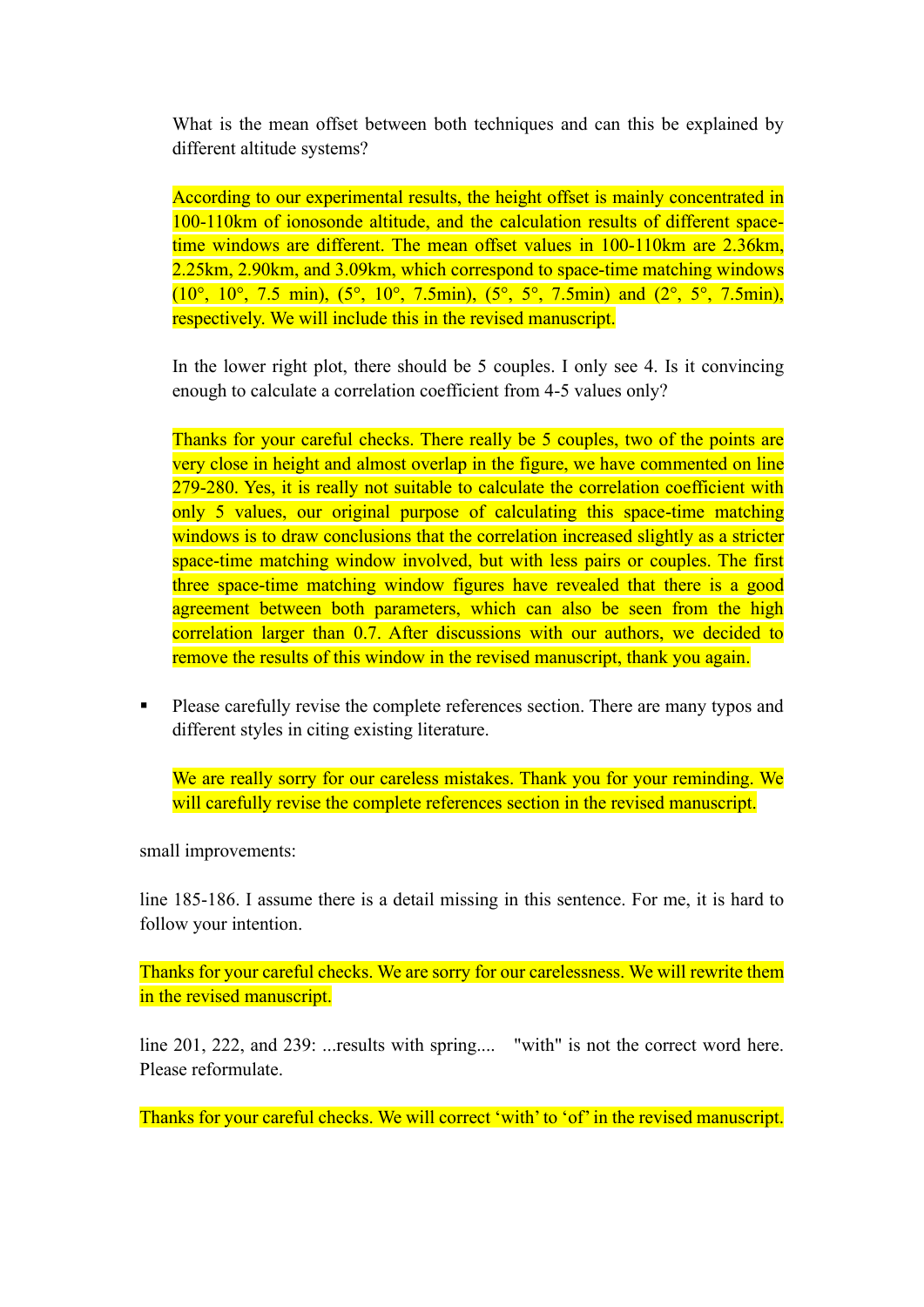What is the mean offset between both techniques and can this be explained by different altitude systems?

According to our experimental results, the height offset is mainly concentrated in 100-110km of ionosonde altitude, and the calculation results of different space-time windows are different. The mean offset values in 100-110km are 2.36km, 2.25km, 2.90km, and 3.09km, which correspond to space-time matching windows (10°, 10°, 7.5 min), (5°, 10°, 7.5min), (5°, 5°, 7.5min) and (2°, 5°, 7.5min), respectively. We will include this in the revised manuscript.

In the lower right plot, there should be 5 couples. I only see 4. Is it convincing enough to calculate a correlation coefficient from 4-5 values only?

Thanks for your careful checks. There really be 5 couples, two of the points are very close in height and almost overlap in the figure, we have commented on line 279-280. Yes, it is really not suitable to calculate the correlation coefficient with only 5 values, our original purpose of calculating this space-time matching windows is to draw conclusions that the correlation increased slightly as a stricter space-time matching window involved, but with less pairs or couples. The first three space-time matching window figures have revealed that there is a good agreement between both parameters, which can also be seen from the high correlation larger than 0.7. After discussions with our authors, we decided to remove the results of this window in the revised manuscript, thank you again.

- Please carefully revise the complete references section. There are many typos and different styles in citing existing literature.

  We are really sorry for our careless mistakes. Thank you for your reminding. We will carefully revise the complete references section in the revised manuscript.

small improvements:

line 185-186. I assume there is a detail missing in this sentence. For me, it is hard to follow your intention.

Thanks for your careful checks. We are sorry for our carelessness. We will rewrite them in the revised manuscript.

line 201, 222, and 239: ...results with spring.... "with" is not the correct word here. Please reformulate.

Thanks for your careful checks. We will correct 'with' to 'of' in the revised manuscript.